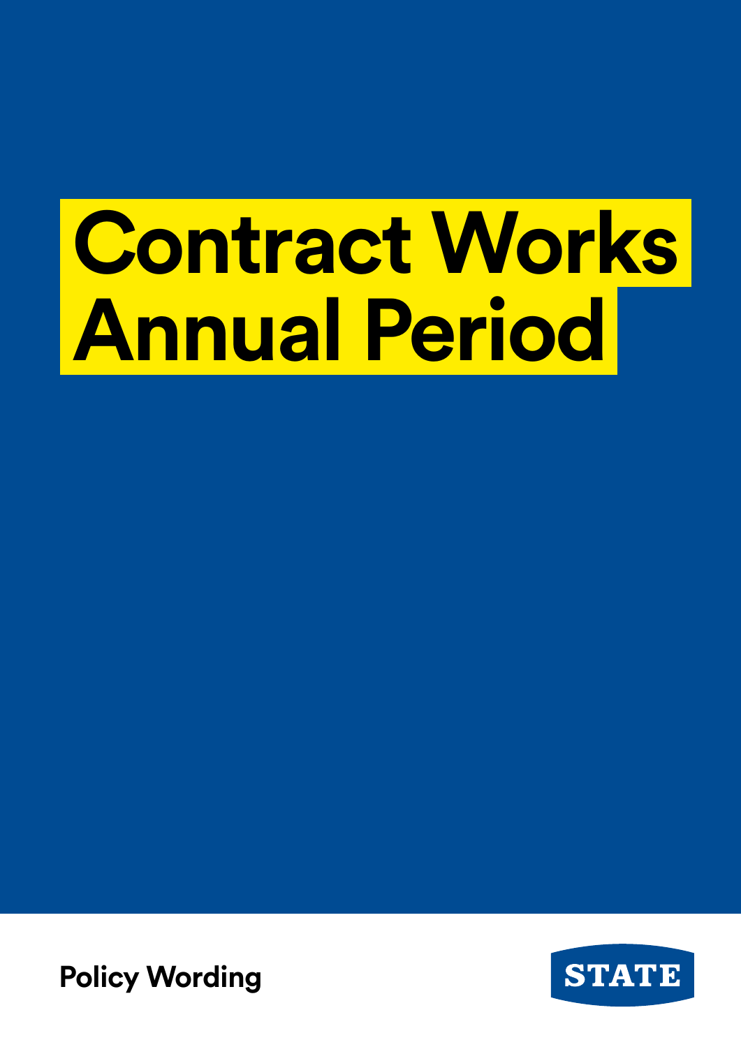# Contract Works Annual Period

**Policy Wording**

STATE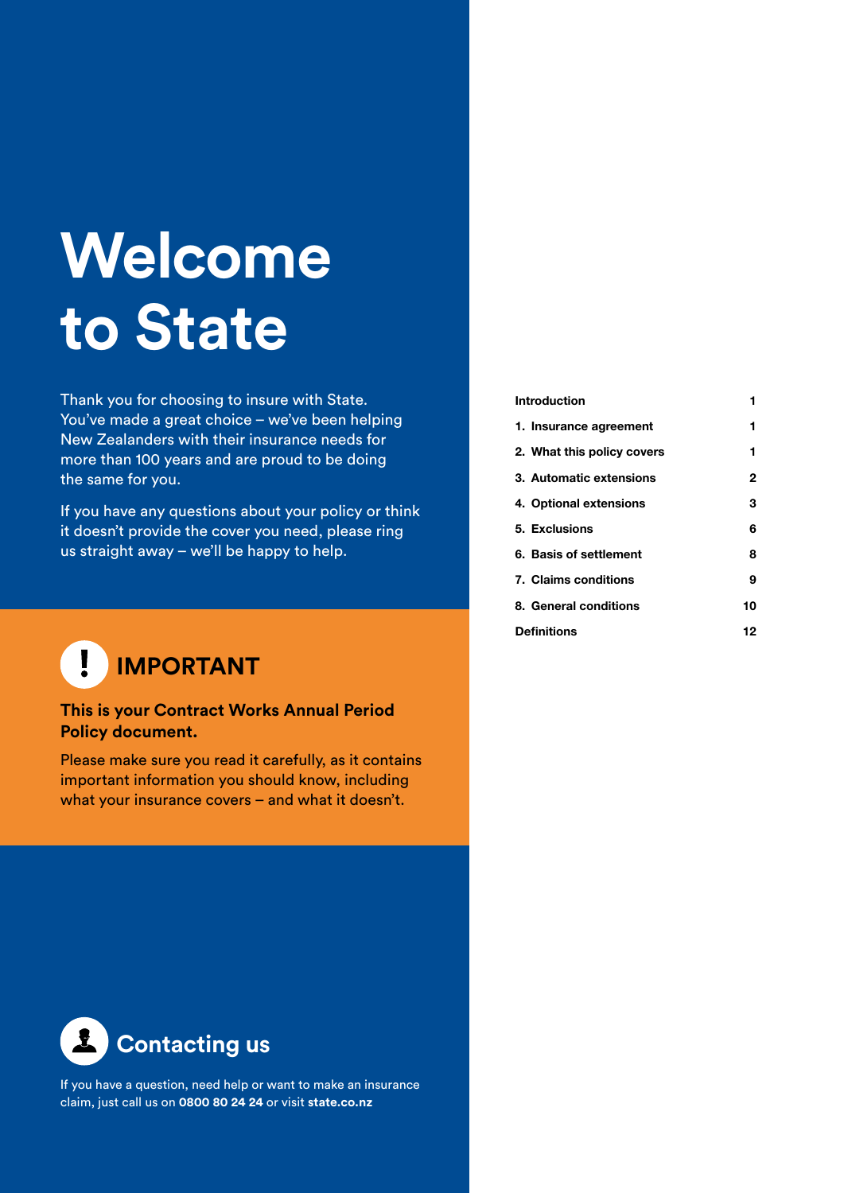# Welcome to State

Thank you for choosing to insure with State. You've made a great choice – we've been helping New Zealanders with their insurance needs for more than 100 years and are proud to be doing the same for you.

If you have any questions about your policy or think it doesn't provide the cover you need, please ring us straight away – we'll be happy to help.

## IMPORTANT

**This is your Contract Works Annual Period Policy document.**

Please make sure you read it carefully, as it contains important information you should know, including what your insurance covers – and what it doesn't.

## Contacting us

If you have a question, need help or want to make an insurance claim, just call us on **0800 80 24 24** or visit **state.co.nz**

| | |
|---|---|
| **Introduction** | **1** |
| **1. Insurance agreement** | **1** |
| **2. What this policy covers** | **1** |
| **3. Automatic extensions** | **2** |
| **4. Optional extensions** | **3** |
| **5. Exclusions** | **6** |
| **6. Basis of settlement** | **8** |
| **7. Claims conditions** | **9** |
| **8. General conditions** | **10** |
| **Definitions** | **12** |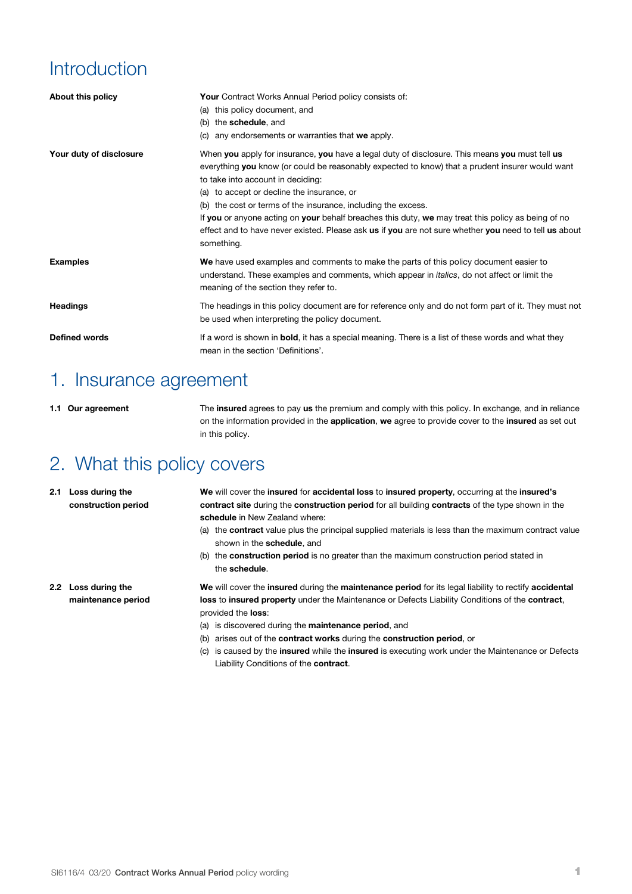# Introduction

**About this policy**

**Your** Contract Works Annual Period policy consists of:

(a) this policy document, and
(b) the **schedule**, and
(c) any endorsements or warranties that **we** apply.

**Your duty of disclosure**

When **you** apply for insurance, **you** have a legal duty of disclosure. This means **you** must tell **us** everything **you** know (or could be reasonably expected to know) that a prudent insurer would want to take into account in deciding:

(a) to accept or decline the insurance, or
(b) the cost or terms of the insurance, including the excess.

If **you** or anyone acting on **your** behalf breaches this duty, **we** may treat this policy as being of no effect and to have never existed. Please ask **us** if **you** are not sure whether **you** need to tell **us** about something.

**Examples**

**We** have used examples and comments to make the parts of this policy document easier to understand. These examples and comments, which appear in *italics*, do not affect or limit the meaning of the section they refer to.

**Headings**

The headings in this policy document are for reference only and do not form part of it. They must not be used when interpreting the policy document.

**Defined words**

If a word is shown in **bold**, it has a special meaning. There is a list of these words and what they mean in the section 'Definitions'.

# 1. Insurance agreement

**1.1 Our agreement**

The **insured** agrees to pay **us** the premium and comply with this policy. In exchange, and in reliance on the information provided in the **application**, **we** agree to provide cover to the **insured** as set out in this policy.

# 2. What this policy covers

**2.1 Loss during the construction period**

**We** will cover the **insured** for **accidental loss** to **insured property**, occurring at the **insured's contract site** during the **construction period** for all building **contracts** of the type shown in the **schedule** in New Zealand where:

(a) the **contract** value plus the principal supplied materials is less than the maximum contract value shown in the **schedule**, and
(b) the **construction period** is no greater than the maximum construction period stated in the **schedule**.

**2.2 Loss during the maintenance period**

**We** will cover the **insured** during the **maintenance period** for its legal liability to rectify **accidental loss** to **insured property** under the Maintenance or Defects Liability Conditions of the **contract**, provided the **loss**:

(a) is discovered during the **maintenance period**, and
(b) arises out of the **contract works** during the **construction period**, or
(c) is caused by the **insured** while the **insured** is executing work under the Maintenance or Defects Liability Conditions of the **contract**.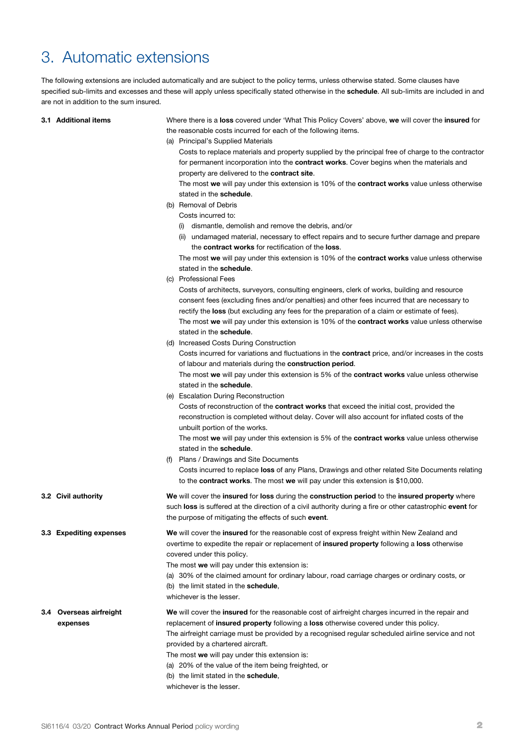# 3. Automatic extensions

The following extensions are included automatically and are subject to the policy terms, unless otherwise stated. Some clauses have specified sub-limits and excesses and these will apply unless specifically stated otherwise in the **schedule**. All sub-limits are included in and are not in addition to the sum insured.

**3.1 Additional items**

Where there is a **loss** covered under 'What This Policy Covers' above, **we** will cover the **insured** for the reasonable costs incurred for each of the following items.

(a) Principal's Supplied Materials

Costs to replace materials and property supplied by the principal free of charge to the contractor for permanent incorporation into the **contract works**. Cover begins when the materials and property are delivered to the **contract site**.

The most **we** will pay under this extension is 10% of the **contract works** value unless otherwise stated in the **schedule**.

(b) Removal of Debris

Costs incurred to:

(i) dismantle, demolish and remove the debris, and/or

(ii) undamaged material, necessary to effect repairs and to secure further damage and prepare the **contract works** for rectification of the **loss**.

The most **we** will pay under this extension is 10% of the **contract works** value unless otherwise stated in the **schedule**.

(c) Professional Fees

Costs of architects, surveyors, consulting engineers, clerk of works, building and resource consent fees (excluding fines and/or penalties) and other fees incurred that are necessary to rectify the **loss** (but excluding any fees for the preparation of a claim or estimate of fees).

The most **we** will pay under this extension is 10% of the **contract works** value unless otherwise stated in the **schedule**.

(d) Increased Costs During Construction

Costs incurred for variations and fluctuations in the **contract** price, and/or increases in the costs of labour and materials during the **construction period**.

The most **we** will pay under this extension is 5% of the **contract works** value unless otherwise stated in the **schedule**.

(e) Escalation During Reconstruction

Costs of reconstruction of the **contract works** that exceed the initial cost, provided the reconstruction is completed without delay. Cover will also account for inflated costs of the unbuilt portion of the works.

The most **we** will pay under this extension is 5% of the **contract works** value unless otherwise stated in the **schedule**.

(f) Plans / Drawings and Site Documents

Costs incurred to replace **loss** of any Plans, Drawings and other related Site Documents relating to the **contract works**. The most **we** will pay under this extension is $10,000.

**3.2 Civil authority**

**We** will cover the **insured** for **loss** during the **construction period** to the **insured property** where such **loss** is suffered at the direction of a civil authority during a fire or other catastrophic **event** for the purpose of mitigating the effects of such **event**.

**3.3 Expediting expenses**

**We** will cover the **insured** for the reasonable cost of express freight within New Zealand and overtime to expedite the repair or replacement of **insured property** following a **loss** otherwise covered under this policy.

The most **we** will pay under this extension is:

(a) 30% of the claimed amount for ordinary labour, road carriage charges or ordinary costs, or

(b) the limit stated in the **schedule**,

whichever is the lesser.

**3.4 Overseas airfreight expenses**

**We** will cover the **insured** for the reasonable cost of airfreight charges incurred in the repair and replacement of **insured property** following a **loss** otherwise covered under this policy.

The airfreight carriage must be provided by a recognised regular scheduled airline service and not provided by a chartered aircraft.

The most **we** will pay under this extension is:

(a) 20% of the value of the item being freighted, or

(b) the limit stated in the **schedule**,

whichever is the lesser.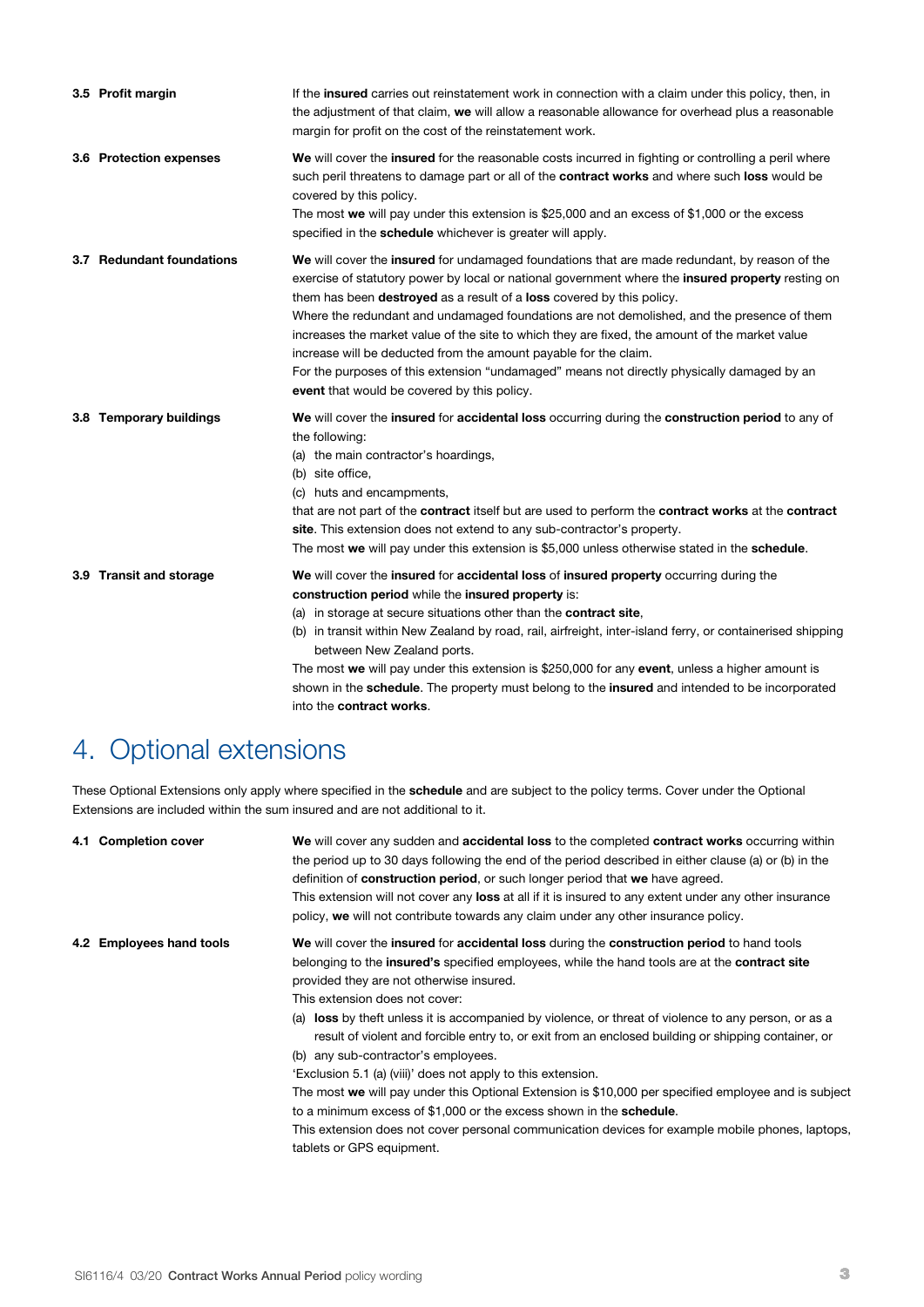**3.5 Profit margin**

If the **insured** carries out reinstatement work in connection with a claim under this policy, then, in the adjustment of that claim, **we** will allow a reasonable allowance for overhead plus a reasonable margin for profit on the cost of the reinstatement work.

**3.6 Protection expenses**

**We** will cover the **insured** for the reasonable costs incurred in fighting or controlling a peril where such peril threatens to damage part or all of the **contract works** and where such **loss** would be covered by this policy.
The most **we** will pay under this extension is $25,000 and an excess of $1,000 or the excess specified in the **schedule** whichever is greater will apply.

**3.7 Redundant foundations**

**We** will cover the **insured** for undamaged foundations that are made redundant, by reason of the exercise of statutory power by local or national government where the **insured property** resting on them has been **destroyed** as a result of a **loss** covered by this policy.
Where the redundant and undamaged foundations are not demolished, and the presence of them increases the market value of the site to which they are fixed, the amount of the market value increase will be deducted from the amount payable for the claim.
For the purposes of this extension "undamaged" means not directly physically damaged by an **event** that would be covered by this policy.

**3.8 Temporary buildings**

**We** will cover the **insured** for **accidental loss** occurring during the **construction period** to any of the following:

(a) the main contractor's hoardings,
(b) site office,
(c) huts and encampments,

that are not part of the **contract** itself but are used to perform the **contract works** at the **contract site**. This extension does not extend to any sub-contractor's property.
The most **we** will pay under this extension is $5,000 unless otherwise stated in the **schedule**.

**3.9 Transit and storage**

**We** will cover the **insured** for **accidental loss** of **insured property** occurring during the **construction period** while the **insured property** is:

(a) in storage at secure situations other than the **contract site**,
(b) in transit within New Zealand by road, rail, airfreight, inter-island ferry, or containerised shipping between New Zealand ports.

The most **we** will pay under this extension is $250,000 for any **event**, unless a higher amount is shown in the **schedule**. The property must belong to the **insured** and intended to be incorporated into the **contract works**.

# 4. Optional extensions

These Optional Extensions only apply where specified in the **schedule** and are subject to the policy terms. Cover under the Optional Extensions are included within the sum insured and are not additional to it.

**4.1 Completion cover**

**We** will cover any sudden and **accidental loss** to the completed **contract works** occurring within the period up to 30 days following the end of the period described in either clause (a) or (b) in the definition of **construction period**, or such longer period that **we** have agreed.
This extension will not cover any **loss** at all if it is insured to any extent under any other insurance policy, **we** will not contribute towards any claim under any other insurance policy.

**4.2 Employees hand tools**

**We** will cover the **insured** for **accidental loss** during the **construction period** to hand tools belonging to the **insured's** specified employees, while the hand tools are at the **contract site** provided they are not otherwise insured.
This extension does not cover:

(a) **loss** by theft unless it is accompanied by violence, or threat of violence to any person, or as a result of violent and forcible entry to, or exit from an enclosed building or shipping container, or
(b) any sub-contractor's employees.

'Exclusion 5.1 (a) (viii)' does not apply to this extension.
The most **we** will pay under this Optional Extension is $10,000 per specified employee and is subject to a minimum excess of $1,000 or the excess shown in the **schedule**.
This extension does not cover personal communication devices for example mobile phones, laptops, tablets or GPS equipment.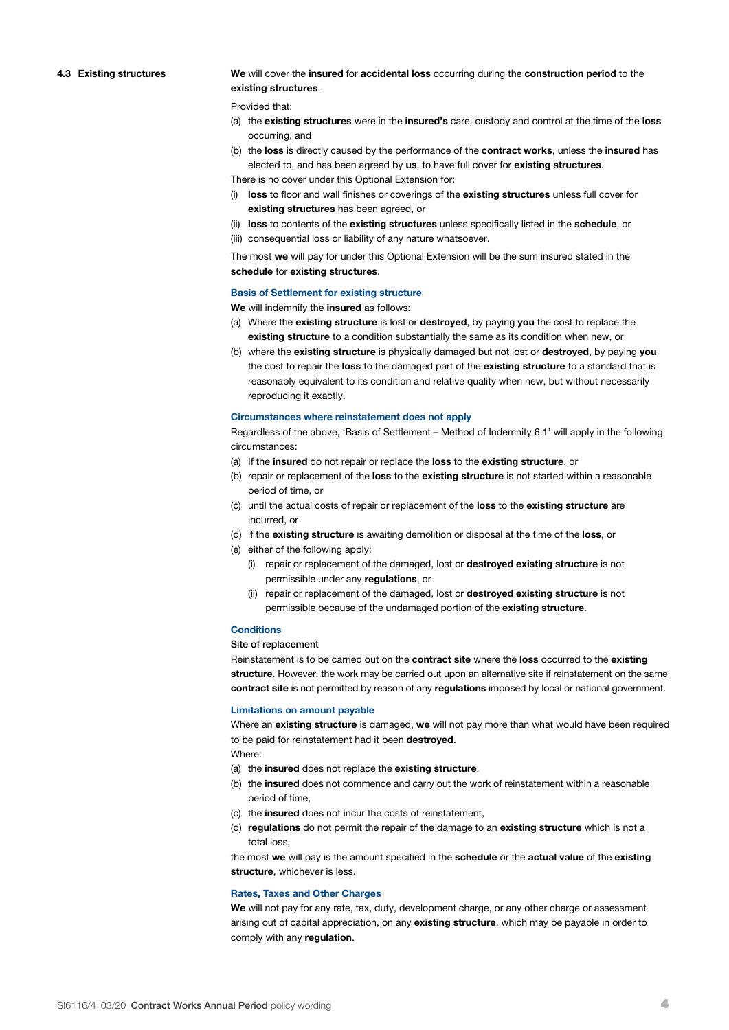### 4.3 Existing structures

**We** will cover the **insured** for **accidental loss** occurring during the **construction period** to the **existing structures**.

Provided that:

(a) the **existing structures** were in the **insured's** care, custody and control at the time of the **loss** occurring, and

(b) the **loss** is directly caused by the performance of the **contract works**, unless the **insured** has elected to, and has been agreed by **us**, to have full cover for **existing structures**.

There is no cover under this Optional Extension for:

(i) **loss** to floor and wall finishes or coverings of the **existing structures** unless full cover for **existing structures** has been agreed, or

(ii) **loss** to contents of the **existing structures** unless specifically listed in the **schedule**, or

(iii) consequential loss or liability of any nature whatsoever.

The most **we** will pay for under this Optional Extension will be the sum insured stated in the **schedule** for **existing structures**.

#### Basis of Settlement for existing structure

**We** will indemnify the **insured** as follows:

(a) Where the **existing structure** is lost or **destroyed**, by paying **you** the cost to replace the **existing structure** to a condition substantially the same as its condition when new, or

(b) where the **existing structure** is physically damaged but not lost or **destroyed**, by paying **you** the cost to repair the **loss** to the damaged part of the **existing structure** to a standard that is reasonably equivalent to its condition and relative quality when new, but without necessarily reproducing it exactly.

#### Circumstances where reinstatement does not apply

Regardless of the above, 'Basis of Settlement – Method of Indemnity 6.1' will apply in the following circumstances:

(a) If the **insured** do not repair or replace the **loss** to the **existing structure**, or

(b) repair or replacement of the **loss** to the **existing structure** is not started within a reasonable period of time, or

(c) until the actual costs of repair or replacement of the **loss** to the **existing structure** are incurred, or

(d) if the **existing structure** is awaiting demolition or disposal at the time of the **loss**, or

(e) either of the following apply:

  (i) repair or replacement of the damaged, lost or **destroyed existing structure** is not permissible under any **regulations**, or

  (ii) repair or replacement of the damaged, lost or **destroyed existing structure** is not permissible because of the undamaged portion of the **existing structure**.

#### Conditions

Site of replacement

Reinstatement is to be carried out on the **contract site** where the **loss** occurred to the **existing structure**. However, the work may be carried out upon an alternative site if reinstatement on the same **contract site** is not permitted by reason of any **regulations** imposed by local or national government.

#### Limitations on amount payable

Where an **existing structure** is damaged, **we** will not pay more than what would have been required to be paid for reinstatement had it been **destroyed**.

Where:

(a) the **insured** does not replace the **existing structure**,

(b) the **insured** does not commence and carry out the work of reinstatement within a reasonable period of time,

(c) the **insured** does not incur the costs of reinstatement,

(d) **regulations** do not permit the repair of the damage to an **existing structure** which is not a total loss,

the most **we** will pay is the amount specified in the **schedule** or the **actual value** of the **existing structure**, whichever is less.

#### Rates, Taxes and Other Charges

**We** will not pay for any rate, tax, duty, development charge, or any other charge or assessment arising out of capital appreciation, on any **existing structure**, which may be payable in order to comply with any **regulation**.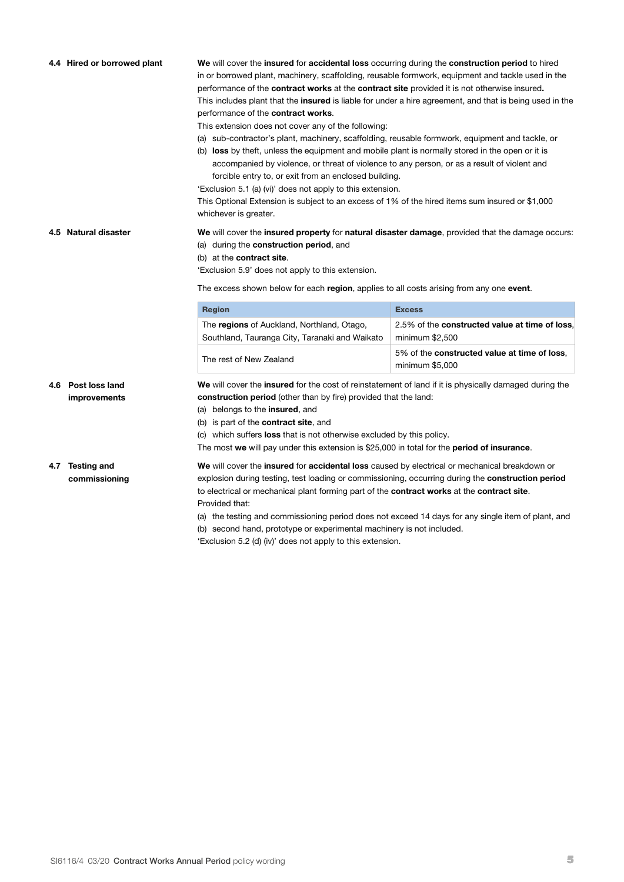### 4.4 Hired or borrowed plant

**We** will cover the **insured** for **accidental loss** occurring during the **construction period** to hired in or borrowed plant, machinery, scaffolding, reusable formwork, equipment and tackle used in the performance of the **contract works** at the **contract site** provided it is not otherwise insured**.**

This includes plant that the **insured** is liable for under a hire agreement, and that is being used in the performance of the **contract works**.

This extension does not cover any of the following:

(a) sub-contractor's plant, machinery, scaffolding, reusable formwork, equipment and tackle, or

(b) **loss** by theft, unless the equipment and mobile plant is normally stored in the open or it is accompanied by violence, or threat of violence to any person, or as a result of violent and forcible entry to, or exit from an enclosed building.

'Exclusion 5.1 (a) (vi)' does not apply to this extension.

This Optional Extension is subject to an excess of 1% of the hired items sum insured or $1,000 whichever is greater.

### 4.5 Natural disaster

**We** will cover the **insured property** for **natural disaster damage**, provided that the damage occurs:

(a) during the **construction period**, and

(b) at the **contract site**.

'Exclusion 5.9' does not apply to this extension.

The excess shown below for each **region**, applies to all costs arising from any one **event**.

| Region | Excess |
|---|---|
| The **regions** of Auckland, Northland, Otago, Southland, Tauranga City, Taranaki and Waikato | 2.5% of the **constructed value at time of loss**, minimum $2,500 |
| The rest of New Zealand | 5% of the **constructed value at time of loss**, minimum $5,000 |

### 4.6 Post loss land improvements

**We** will cover the **insured** for the cost of reinstatement of land if it is physically damaged during the **construction period** (other than by fire) provided that the land:

(a) belongs to the **insured**, and

(b) is part of the **contract site**, and

(c) which suffers **loss** that is not otherwise excluded by this policy.

The most **we** will pay under this extension is $25,000 in total for the **period of insurance**.

### 4.7 Testing and commissioning

**We** will cover the **insured** for **accidental loss** caused by electrical or mechanical breakdown or explosion during testing, test loading or commissioning, occurring during the **construction period** to electrical or mechanical plant forming part of the **contract works** at the **contract site**.

Provided that:

(a) the testing and commissioning period does not exceed 14 days for any single item of plant, and

(b) second hand, prototype or experimental machinery is not included.

'Exclusion 5.2 (d) (iv)' does not apply to this extension.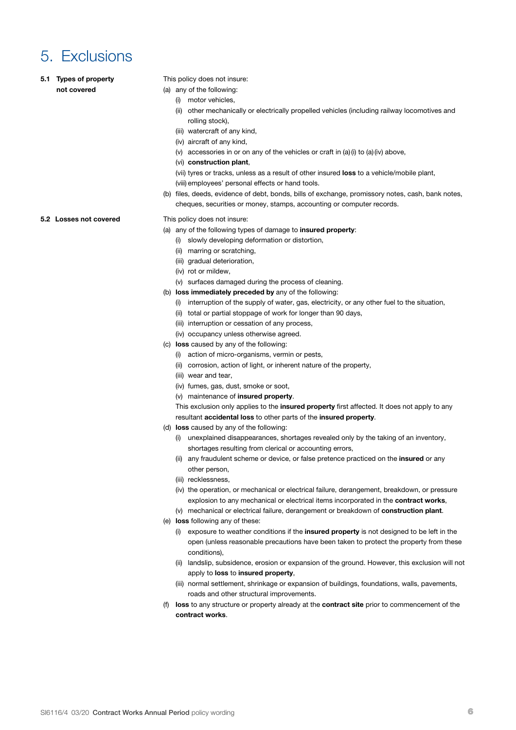# 5. Exclusions

**5.1 Types of property not covered**

This policy does not insure:

(a) any of the following:
  - (i) motor vehicles,
  - (ii) other mechanically or electrically propelled vehicles (including railway locomotives and rolling stock),
  - (iii) watercraft of any kind,
  - (iv) aircraft of any kind,
  - (v) accessories in or on any of the vehicles or craft in (a)(i) to (a)(iv) above,
  - (vi) **construction plant**,
  - (vii) tyres or tracks, unless as a result of other insured **loss** to a vehicle/mobile plant,
  - (viii) employees' personal effects or hand tools.

(b) files, deeds, evidence of debt, bonds, bills of exchange, promissory notes, cash, bank notes, cheques, securities or money, stamps, accounting or computer records.

**5.2 Losses not covered**

This policy does not insure:

(a) any of the following types of damage to **insured property**:
  - (i) slowly developing deformation or distortion,
  - (ii) marring or scratching,
  - (iii) gradual deterioration,
  - (iv) rot or mildew,
  - (v) surfaces damaged during the process of cleaning.

(b) **loss immediately preceded by** any of the following:
  - (i) interruption of the supply of water, gas, electricity, or any other fuel to the situation,
  - (ii) total or partial stoppage of work for longer than 90 days,
  - (iii) interruption or cessation of any process,
  - (iv) occupancy unless otherwise agreed.

(c) **loss** caused by any of the following:
  - (i) action of micro-organisms, vermin or pests,
  - (ii) corrosion, action of light, or inherent nature of the property,
  - (iii) wear and tear,
  - (iv) fumes, gas, dust, smoke or soot,
  - (v) maintenance of **insured property**.

  This exclusion only applies to the **insured property** first affected. It does not apply to any resultant **accidental loss** to other parts of the **insured property**.

(d) **loss** caused by any of the following:
  - (i) unexplained disappearances, shortages revealed only by the taking of an inventory, shortages resulting from clerical or accounting errors,
  - (ii) any fraudulent scheme or device, or false pretence practiced on the **insured** or any other person,
  - (iii) recklessness,
  - (iv) the operation, or mechanical or electrical failure, derangement, breakdown, or pressure explosion to any mechanical or electrical items incorporated in the **contract works**,
  - (v) mechanical or electrical failure, derangement or breakdown of **construction plant**.

(e) **loss** following any of these:
  - (i) exposure to weather conditions if the **insured property** is not designed to be left in the open (unless reasonable precautions have been taken to protect the property from these conditions),
  - (ii) landslip, subsidence, erosion or expansion of the ground. However, this exclusion will not apply to **loss** to **insured property**,
  - (iii) normal settlement, shrinkage or expansion of buildings, foundations, walls, pavements, roads and other structural improvements.

(f) **loss** to any structure or property already at the **contract site** prior to commencement of the **contract works**.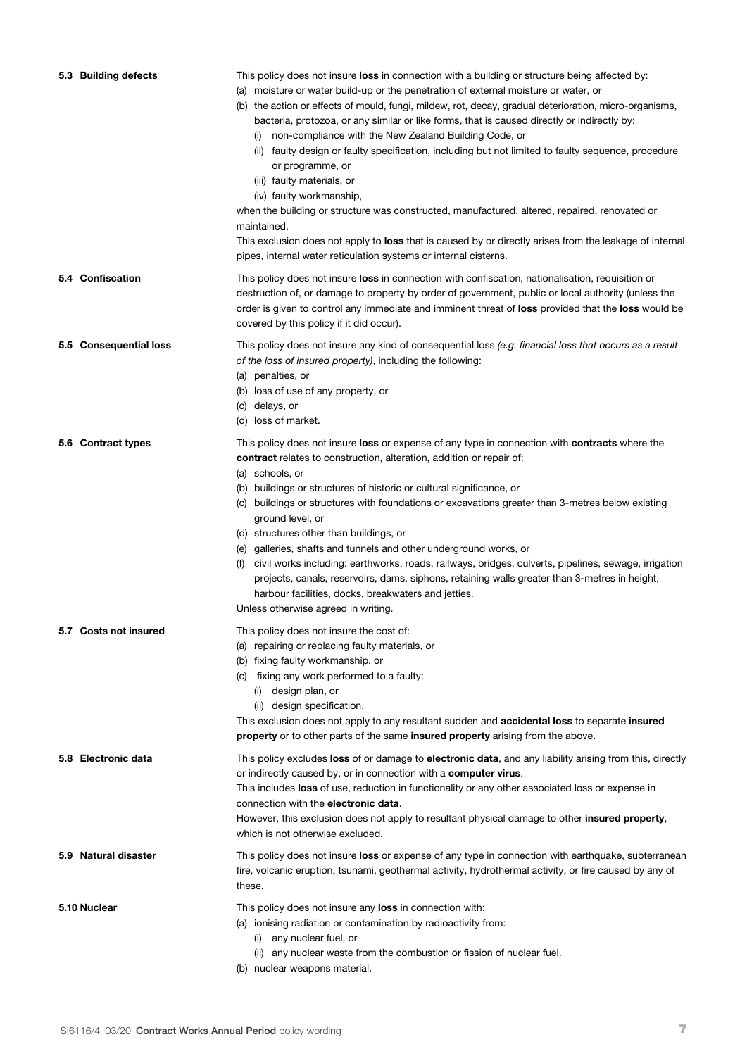### 5.3 Building defects

This policy does not insure **loss** in connection with a building or structure being affected by:

(a) moisture or water build-up or the penetration of external moisture or water, or

(b) the action or effects of mould, fungi, mildew, rot, decay, gradual deterioration, micro-organisms, bacteria, protozoa, or any similar or like forms, that is caused directly or indirectly by:

  (i) non-compliance with the New Zealand Building Code, or

  (ii) faulty design or faulty specification, including but not limited to faulty sequence, procedure or programme, or

  (iii) faulty materials, or

  (iv) faulty workmanship,

when the building or structure was constructed, manufactured, altered, repaired, renovated or maintained.

This exclusion does not apply to **loss** that is caused by or directly arises from the leakage of internal pipes, internal water reticulation systems or internal cisterns.

### 5.4 Confiscation

This policy does not insure **loss** in connection with confiscation, nationalisation, requisition or destruction of, or damage to property by order of government, public or local authority (unless the order is given to control any immediate and imminent threat of **loss** provided that the **loss** would be covered by this policy if it did occur).

### 5.5 Consequential loss

This policy does not insure any kind of consequential loss *(e.g. financial loss that occurs as a result of the loss of insured property)*, including the following:

(a) penalties, or

(b) loss of use of any property, or

(c) delays, or

(d) loss of market.

### 5.6 Contract types

This policy does not insure **loss** or expense of any type in connection with **contracts** where the **contract** relates to construction, alteration, addition or repair of:

(a) schools, or

(b) buildings or structures of historic or cultural significance, or

(c) buildings or structures with foundations or excavations greater than 3-metres below existing ground level, or

(d) structures other than buildings, or

(e) galleries, shafts and tunnels and other underground works, or

(f) civil works including: earthworks, roads, railways, bridges, culverts, pipelines, sewage, irrigation projects, canals, reservoirs, dams, siphons, retaining walls greater than 3-metres in height, harbour facilities, docks, breakwaters and jetties.

Unless otherwise agreed in writing.

### 5.7 Costs not insured

This policy does not insure the cost of:

(a) repairing or replacing faulty materials, or

(b) fixing faulty workmanship, or

(c) fixing any work performed to a faulty:

  (i) design plan, or

  (ii) design specification.

This exclusion does not apply to any resultant sudden and **accidental loss** to separate **insured property** or to other parts of the same **insured property** arising from the above.

### 5.8 Electronic data

This policy excludes **loss** of or damage to **electronic data**, and any liability arising from this, directly or indirectly caused by, or in connection with a **computer virus**.

This includes **loss** of use, reduction in functionality or any other associated loss or expense in connection with the **electronic data**.

However, this exclusion does not apply to resultant physical damage to other **insured property**, which is not otherwise excluded.

### 5.9 Natural disaster

This policy does not insure **loss** or expense of any type in connection with earthquake, subterranean fire, volcanic eruption, tsunami, geothermal activity, hydrothermal activity, or fire caused by any of these.

### 5.10 Nuclear

This policy does not insure any **loss** in connection with:

(a) ionising radiation or contamination by radioactivity from:

  (i) any nuclear fuel, or

  (ii) any nuclear waste from the combustion or fission of nuclear fuel.

(b) nuclear weapons material.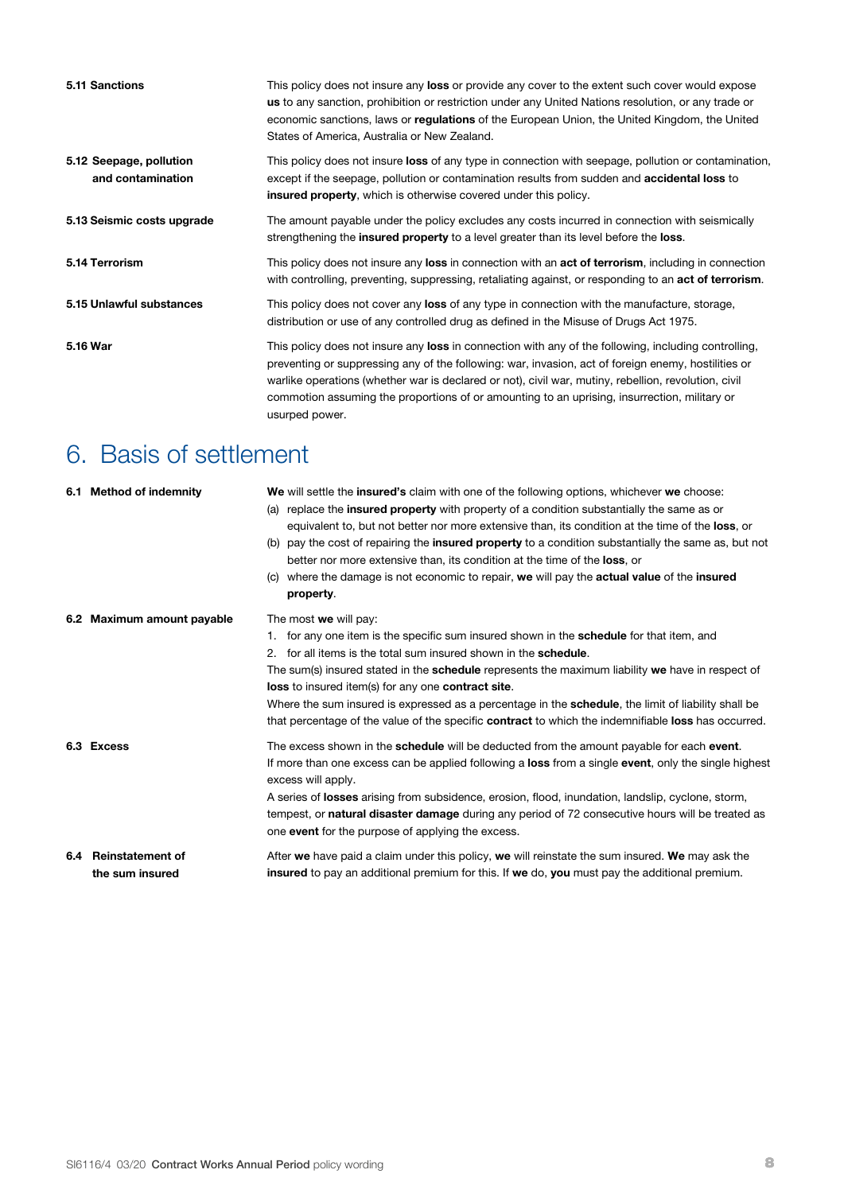**5.11 Sanctions**

This policy does not insure any **loss** or provide any cover to the extent such cover would expose **us** to any sanction, prohibition or restriction under any United Nations resolution, or any trade or economic sanctions, laws or **regulations** of the European Union, the United Kingdom, the United States of America, Australia or New Zealand.

**5.12 Seepage, pollution and contamination**

This policy does not insure **loss** of any type in connection with seepage, pollution or contamination, except if the seepage, pollution or contamination results from sudden and **accidental loss** to **insured property**, which is otherwise covered under this policy.

**5.13 Seismic costs upgrade**

The amount payable under the policy excludes any costs incurred in connection with seismically strengthening the **insured property** to a level greater than its level before the **loss**.

**5.14 Terrorism**

This policy does not insure any **loss** in connection with an **act of terrorism**, including in connection with controlling, preventing, suppressing, retaliating against, or responding to an **act of terrorism**.

**5.15 Unlawful substances**

This policy does not cover any **loss** of any type in connection with the manufacture, storage, distribution or use of any controlled drug as defined in the Misuse of Drugs Act 1975.

**5.16 War**

This policy does not insure any **loss** in connection with any of the following, including controlling, preventing or suppressing any of the following: war, invasion, act of foreign enemy, hostilities or warlike operations (whether war is declared or not), civil war, mutiny, rebellion, revolution, civil commotion assuming the proportions of or amounting to an uprising, insurrection, military or usurped power.

# 6. Basis of settlement

**6.1 Method of indemnity**

**We** will settle the **insured's** claim with one of the following options, whichever **we** choose:

(a) replace the **insured property** with property of a condition substantially the same as or equivalent to, but not better nor more extensive than, its condition at the time of the **loss**, or

(b) pay the cost of repairing the **insured property** to a condition substantially the same as, but not better nor more extensive than, its condition at the time of the **loss**, or

(c) where the damage is not economic to repair, **we** will pay the **actual value** of the **insured property**.

**6.2 Maximum amount payable**

The most **we** will pay:

1. for any one item is the specific sum insured shown in the **schedule** for that item, and
2. for all items is the total sum insured shown in the **schedule**.

The sum(s) insured stated in the **schedule** represents the maximum liability **we** have in respect of **loss** to insured item(s) for any one **contract site**.

Where the sum insured is expressed as a percentage in the **schedule**, the limit of liability shall be that percentage of the value of the specific **contract** to which the indemnifiable **loss** has occurred.

**6.3 Excess**

The excess shown in the **schedule** will be deducted from the amount payable for each **event**.

If more than one excess can be applied following a **loss** from a single **event**, only the single highest excess will apply.

A series of **losses** arising from subsidence, erosion, flood, inundation, landslip, cyclone, storm, tempest, or **natural disaster damage** during any period of 72 consecutive hours will be treated as one **event** for the purpose of applying the excess.

**6.4 Reinstatement of the sum insured**

After **we** have paid a claim under this policy, **we** will reinstate the sum insured. **We** may ask the **insured** to pay an additional premium for this. If **we** do, **you** must pay the additional premium.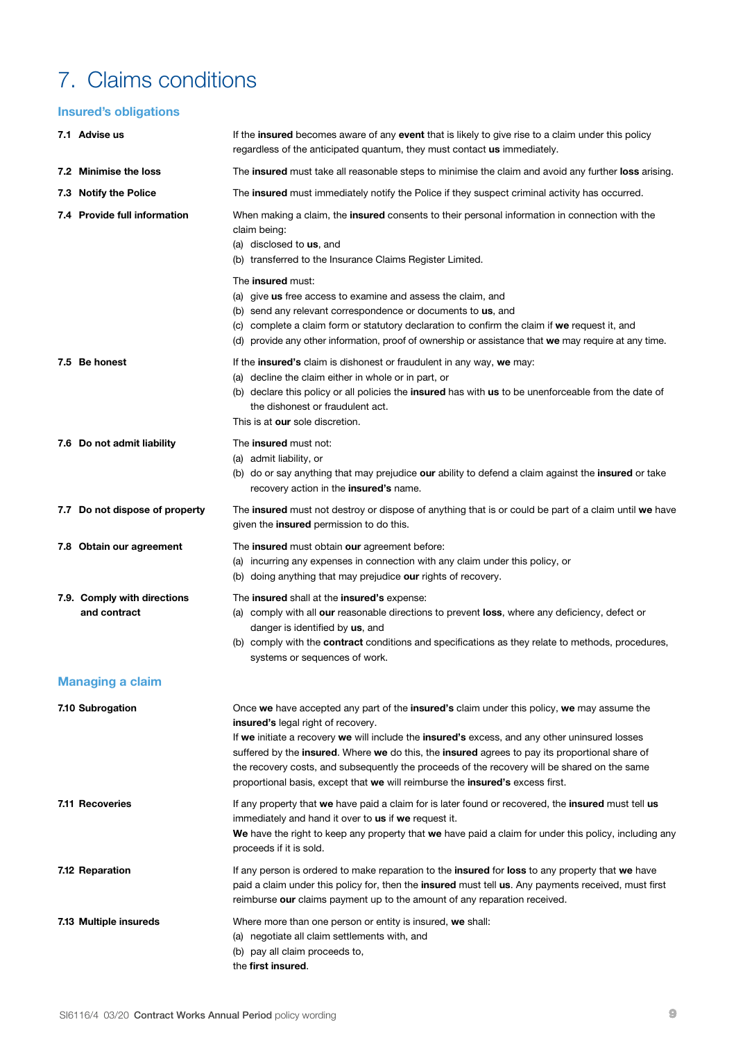# 7. Claims conditions

## Insured's obligations

**7.1 Advise us**

If the **insured** becomes aware of any **event** that is likely to give rise to a claim under this policy regardless of the anticipated quantum, they must contact **us** immediately.

**7.2 Minimise the loss**

The **insured** must take all reasonable steps to minimise the claim and avoid any further **loss** arising.

**7.3 Notify the Police**

The **insured** must immediately notify the Police if they suspect criminal activity has occurred.

**7.4 Provide full information**

When making a claim, the **insured** consents to their personal information in connection with the claim being:

(a) disclosed to **us**, and
(b) transferred to the Insurance Claims Register Limited.

The **insured** must:

(a) give **us** free access to examine and assess the claim, and
(b) send any relevant correspondence or documents to **us**, and
(c) complete a claim form or statutory declaration to confirm the claim if **we** request it, and
(d) provide any other information, proof of ownership or assistance that **we** may require at any time.

**7.5 Be honest**

If the **insured's** claim is dishonest or fraudulent in any way, **we** may:

(a) decline the claim either in whole or in part, or
(b) declare this policy or all policies the **insured** has with **us** to be unenforceable from the date of the dishonest or fraudulent act.

This is at **our** sole discretion.

**7.6 Do not admit liability**

The **insured** must not:

(a) admit liability, or
(b) do or say anything that may prejudice **our** ability to defend a claim against the **insured** or take recovery action in the **insured's** name.

**7.7 Do not dispose of property**

The **insured** must not destroy or dispose of anything that is or could be part of a claim until **we** have given the **insured** permission to do this.

**7.8 Obtain our agreement**

The **insured** must obtain **our** agreement before:

(a) incurring any expenses in connection with any claim under this policy, or
(b) doing anything that may prejudice **our** rights of recovery.

**7.9. Comply with directions and contract**

The **insured** shall at the **insured's** expense:

(a) comply with all **our** reasonable directions to prevent **loss**, where any deficiency, defect or danger is identified by **us**, and
(b) comply with the **contract** conditions and specifications as they relate to methods, procedures, systems or sequences of work.

## Managing a claim

**7.10 Subrogation**

Once **we** have accepted any part of the **insured's** claim under this policy, **we** may assume the **insured's** legal right of recovery.

If **we** initiate a recovery **we** will include the **insured's** excess, and any other uninsured losses suffered by the **insured**. Where **we** do this, the **insured** agrees to pay its proportional share of the recovery costs, and subsequently the proceeds of the recovery will be shared on the same proportional basis, except that **we** will reimburse the **insured's** excess first.

**7.11 Recoveries**

If any property that **we** have paid a claim for is later found or recovered, the **insured** must tell **us** immediately and hand it over to **us** if **we** request it.

**We** have the right to keep any property that **we** have paid a claim for under this policy, including any proceeds if it is sold.

**7.12 Reparation**

If any person is ordered to make reparation to the **insured** for **loss** to any property that **we** have paid a claim under this policy for, then the **insured** must tell **us**. Any payments received, must first reimburse **our** claims payment up to the amount of any reparation received.

**7.13 Multiple insureds**

Where more than one person or entity is insured, **we** shall:

(a) negotiate all claim settlements with, and
(b) pay all claim proceeds to,

the **first insured**.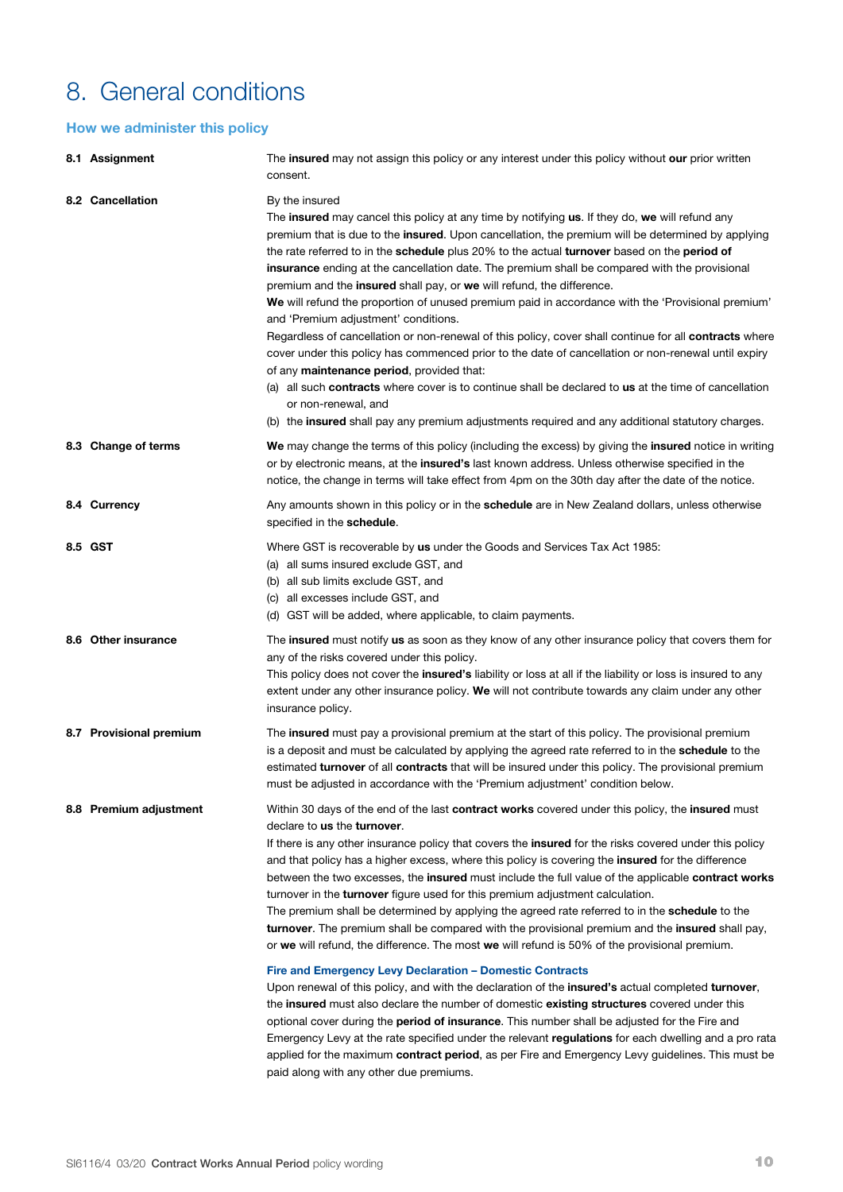# 8. General conditions

## How we administer this policy

**8.1 Assignment**

The **insured** may not assign this policy or any interest under this policy without **our** prior written consent.

**8.2 Cancellation**

By the insured

The **insured** may cancel this policy at any time by notifying **us**. If they do, **we** will refund any premium that is due to the **insured**. Upon cancellation, the premium will be determined by applying the rate referred to in the **schedule** plus 20% to the actual **turnover** based on the **period of insurance** ending at the cancellation date. The premium shall be compared with the provisional premium and the **insured** shall pay, or **we** will refund, the difference.

**We** will refund the proportion of unused premium paid in accordance with the 'Provisional premium' and 'Premium adjustment' conditions.

Regardless of cancellation or non-renewal of this policy, cover shall continue for all **contracts** where cover under this policy has commenced prior to the date of cancellation or non-renewal until expiry of any **maintenance period**, provided that:

(a) all such **contracts** where cover is to continue shall be declared to **us** at the time of cancellation or non-renewal, and

(b) the **insured** shall pay any premium adjustments required and any additional statutory charges.

**8.3 Change of terms**

**We** may change the terms of this policy (including the excess) by giving the **insured** notice in writing or by electronic means, at the **insured's** last known address. Unless otherwise specified in the notice, the change in terms will take effect from 4pm on the 30th day after the date of the notice.

**8.4 Currency**

Any amounts shown in this policy or in the **schedule** are in New Zealand dollars, unless otherwise specified in the **schedule**.

**8.5 GST**

Where GST is recoverable by **us** under the Goods and Services Tax Act 1985:

(a) all sums insured exclude GST, and

(b) all sub limits exclude GST, and

(c) all excesses include GST, and

(d) GST will be added, where applicable, to claim payments.

**8.6 Other insurance**

The **insured** must notify **us** as soon as they know of any other insurance policy that covers them for any of the risks covered under this policy.

This policy does not cover the **insured's** liability or loss at all if the liability or loss is insured to any extent under any other insurance policy. **We** will not contribute towards any claim under any other insurance policy.

**8.7 Provisional premium**

The **insured** must pay a provisional premium at the start of this policy. The provisional premium is a deposit and must be calculated by applying the agreed rate referred to in the **schedule** to the estimated **turnover** of all **contracts** that will be insured under this policy. The provisional premium must be adjusted in accordance with the 'Premium adjustment' condition below.

**8.8 Premium adjustment**

Within 30 days of the end of the last **contract works** covered under this policy, the **insured** must declare to **us** the **turnover**.

If there is any other insurance policy that covers the **insured** for the risks covered under this policy and that policy has a higher excess, where this policy is covering the **insured** for the difference between the two excesses, the **insured** must include the full value of the applicable **contract works** turnover in the **turnover** figure used for this premium adjustment calculation.

The premium shall be determined by applying the agreed rate referred to in the **schedule** to the **turnover**. The premium shall be compared with the provisional premium and the **insured** shall pay, or **we** will refund, the difference. The most **we** will refund is 50% of the provisional premium.

### Fire and Emergency Levy Declaration – Domestic Contracts

Upon renewal of this policy, and with the declaration of the **insured's** actual completed **turnover**, the **insured** must also declare the number of domestic **existing structures** covered under this optional cover during the **period of insurance**. This number shall be adjusted for the Fire and Emergency Levy at the rate specified under the relevant **regulations** for each dwelling and a pro rata applied for the maximum **contract period**, as per Fire and Emergency Levy guidelines. This must be paid along with any other due premiums.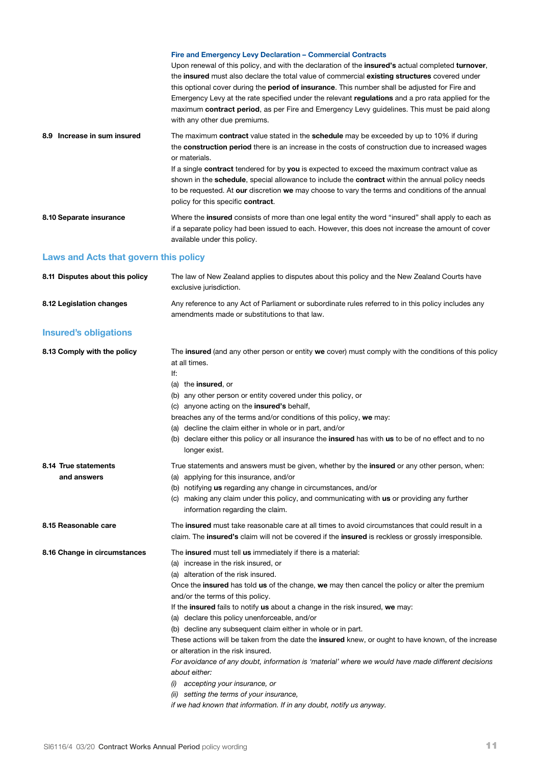**Fire and Emergency Levy Declaration – Commercial Contracts**

Upon renewal of this policy, and with the declaration of the **insured's** actual completed **turnover**, the **insured** must also declare the total value of commercial **existing structures** covered under this optional cover during the **period of insurance**. This number shall be adjusted for Fire and Emergency Levy at the rate specified under the relevant **regulations** and a pro rata applied for the maximum **contract period**, as per Fire and Emergency Levy guidelines. This must be paid along with any other due premiums.

**8.9 Increase in sum insured**

The maximum **contract** value stated in the **schedule** may be exceeded by up to 10% if during the **construction period** there is an increase in the costs of construction due to increased wages or materials.

If a single **contract** tendered for by **you** is expected to exceed the maximum contract value as shown in the **schedule**, special allowance to include the **contract** within the annual policy needs to be requested. At **our** discretion **we** may choose to vary the terms and conditions of the annual policy for this specific **contract**.

**8.10 Separate insurance**

Where the **insured** consists of more than one legal entity the word "insured" shall apply to each as if a separate policy had been issued to each. However, this does not increase the amount of cover available under this policy.

## Laws and Acts that govern this policy

**8.11 Disputes about this policy**

The law of New Zealand applies to disputes about this policy and the New Zealand Courts have exclusive jurisdiction.

**8.12 Legislation changes**

Any reference to any Act of Parliament or subordinate rules referred to in this policy includes any amendments made or substitutions to that law.

## Insured's obligations

**8.13 Comply with the policy**

The **insured** (and any other person or entity **we** cover) must comply with the conditions of this policy at all times.

If:

(a) the **insured**, or
(b) any other person or entity covered under this policy, or
(c) anyone acting on the **insured's** behalf,

breaches any of the terms and/or conditions of this policy, **we** may:

(a) decline the claim either in whole or in part, and/or
(b) declare either this policy or all insurance the **insured** has with **us** to be of no effect and to no longer exist.

**8.14 True statements and answers**

True statements and answers must be given, whether by the **insured** or any other person, when:

(a) applying for this insurance, and/or
(b) notifying **us** regarding any change in circumstances, and/or
(c) making any claim under this policy, and communicating with **us** or providing any further information regarding the claim.

**8.15 Reasonable care**

The **insured** must take reasonable care at all times to avoid circumstances that could result in a claim. The **insured's** claim will not be covered if the **insured** is reckless or grossly irresponsible.

**8.16 Change in circumstances**

The **insured** must tell **us** immediately if there is a material:

(a) increase in the risk insured, or
(a) alteration of the risk insured.

Once the **insured** has told **us** of the change, **we** may then cancel the policy or alter the premium and/or the terms of this policy.

If the **insured** fails to notify **us** about a change in the risk insured, **we** may:

(a) declare this policy unenforceable, and/or
(b) decline any subsequent claim either in whole or in part.

These actions will be taken from the date the **insured** knew, or ought to have known, of the increase or alteration in the risk insured.

*For avoidance of any doubt, information is 'material' where we would have made different decisions about either:*

*(i) accepting your insurance, or*
*(ii) setting the terms of your insurance,*

*if we had known that information. If in any doubt, notify us anyway.*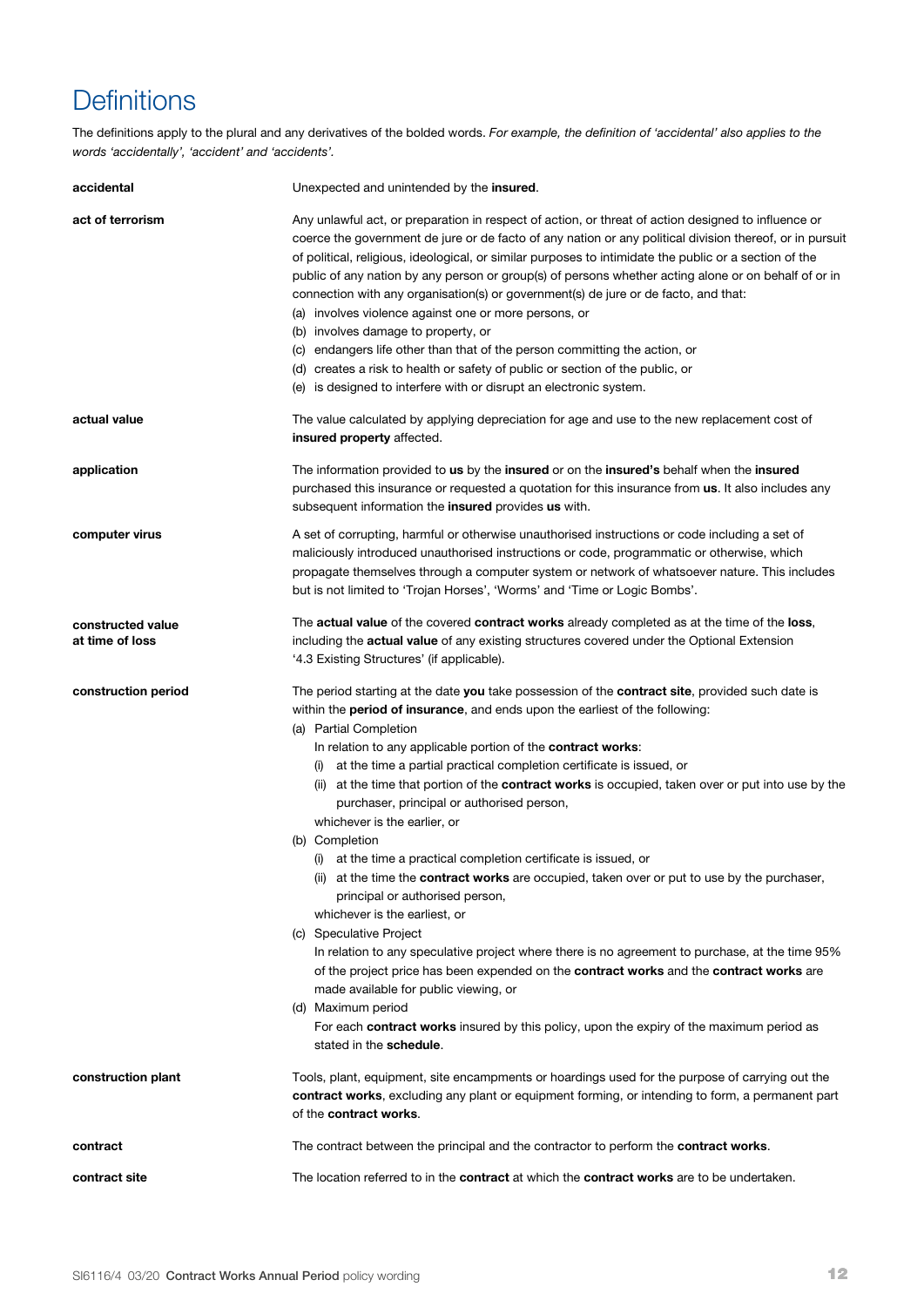# Definitions

The definitions apply to the plural and any derivatives of the bolded words. *For example, the definition of 'accidental' also applies to the words 'accidentally', 'accident' and 'accidents'.*

**accidental**

Unexpected and unintended by the **insured**.

**act of terrorism**

Any unlawful act, or preparation in respect of action, or threat of action designed to influence or coerce the government de jure or de facto of any nation or any political division thereof, or in pursuit of political, religious, ideological, or similar purposes to intimidate the public or a section of the public of any nation by any person or group(s) of persons whether acting alone or on behalf of or in connection with any organisation(s) or government(s) de jure or de facto, and that:

(a) involves violence against one or more persons, or
(b) involves damage to property, or
(c) endangers life other than that of the person committing the action, or
(d) creates a risk to health or safety of public or section of the public, or
(e) is designed to interfere with or disrupt an electronic system.

**actual value**

The value calculated by applying depreciation for age and use to the new replacement cost of **insured property** affected.

**application**

The information provided to **us** by the **insured** or on the **insured's** behalf when the **insured** purchased this insurance or requested a quotation for this insurance from **us**. It also includes any subsequent information the **insured** provides **us** with.

**computer virus**

A set of corrupting, harmful or otherwise unauthorised instructions or code including a set of maliciously introduced unauthorised instructions or code, programmatic or otherwise, which propagate themselves through a computer system or network of whatsoever nature. This includes but is not limited to 'Trojan Horses', 'Worms' and 'Time or Logic Bombs'.

**constructed value at time of loss**

The **actual value** of the covered **contract works** already completed as at the time of the **loss**, including the **actual value** of any existing structures covered under the Optional Extension '4.3 Existing Structures' (if applicable).

**construction period**

The period starting at the date **you** take possession of the **contract site**, provided such date is within the **period of insurance**, and ends upon the earliest of the following:

(a) Partial Completion
In relation to any applicable portion of the **contract works**:
  (i) at the time a partial practical completion certificate is issued, or
  (ii) at the time that portion of the **contract works** is occupied, taken over or put into use by the purchaser, principal or authorised person,
whichever is the earlier, or

(b) Completion
  (i) at the time a practical completion certificate is issued, or
  (ii) at the time the **contract works** are occupied, taken over or put to use by the purchaser, principal or authorised person,
whichever is the earliest, or

(c) Speculative Project
In relation to any speculative project where there is no agreement to purchase, at the time 95% of the project price has been expended on the **contract works** and the **contract works** are made available for public viewing, or

(d) Maximum period
For each **contract works** insured by this policy, upon the expiry of the maximum period as stated in the **schedule**.

**construction plant**

Tools, plant, equipment, site encampments or hoardings used for the purpose of carrying out the **contract works**, excluding any plant or equipment forming, or intending to form, a permanent part of the **contract works**.

**contract**

The contract between the principal and the contractor to perform the **contract works**.

**contract site**

The location referred to in the **contract** at which the **contract works** are to be undertaken.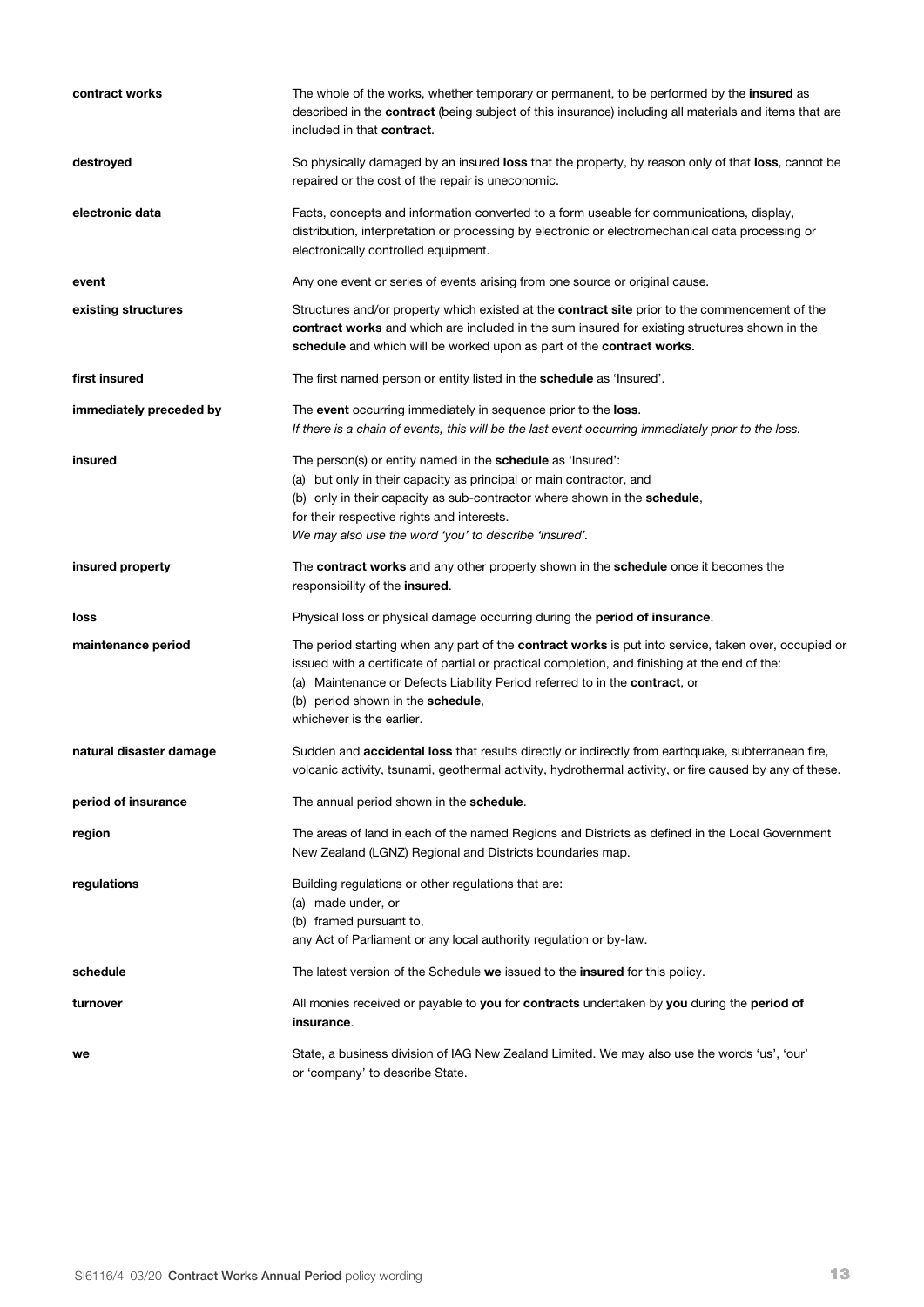**contract works** The whole of the works, whether temporary or permanent, to be performed by the **insured** as described in the **contract** (being subject of this insurance) including all materials and items that are included in that **contract**.

**destroyed** So physically damaged by an insured **loss** that the property, by reason only of that **loss**, cannot be repaired or the cost of the repair is uneconomic.

**electronic data** Facts, concepts and information converted to a form useable for communications, display, distribution, interpretation or processing by electronic or electromechanical data processing or electronically controlled equipment.

**event** Any one event or series of events arising from one source or original cause.

**existing structures** Structures and/or property which existed at the **contract site** prior to the commencement of the **contract works** and which are included in the sum insured for existing structures shown in the **schedule** and which will be worked upon as part of the **contract works**.

**first insured** The first named person or entity listed in the **schedule** as 'Insured'.

**immediately preceded by** The **event** occurring immediately in sequence prior to the **loss**.
*If there is a chain of events, this will be the last event occurring immediately prior to the loss.*

**insured** The person(s) or entity named in the **schedule** as 'Insured':
(a) but only in their capacity as principal or main contractor, and
(b) only in their capacity as sub-contractor where shown in the **schedule**,
for their respective rights and interests.
*We may also use the word 'you' to describe 'insured'.*

**insured property** The **contract works** and any other property shown in the **schedule** once it becomes the responsibility of the **insured**.

**loss** Physical loss or physical damage occurring during the **period of insurance**.

**maintenance period** The period starting when any part of the **contract works** is put into service, taken over, occupied or issued with a certificate of partial or practical completion, and finishing at the end of the:
(a) Maintenance or Defects Liability Period referred to in the **contract**, or
(b) period shown in the **schedule**,
whichever is the earlier.

**natural disaster damage** Sudden and **accidental loss** that results directly or indirectly from earthquake, subterranean fire, volcanic activity, tsunami, geothermal activity, hydrothermal activity, or fire caused by any of these.

**period of insurance** The annual period shown in the **schedule**.

**region** The areas of land in each of the named Regions and Districts as defined in the Local Government New Zealand (LGNZ) Regional and Districts boundaries map.

**regulations** Building regulations or other regulations that are:
(a) made under, or
(b) framed pursuant to,
any Act of Parliament or any local authority regulation or by-law.

**schedule** The latest version of the Schedule **we** issued to the **insured** for this policy.

**turnover** All monies received or payable to **you** for **contracts** undertaken by **you** during the **period of insurance**.

**we** State, a business division of IAG New Zealand Limited. We may also use the words 'us', 'our' or 'company' to describe State.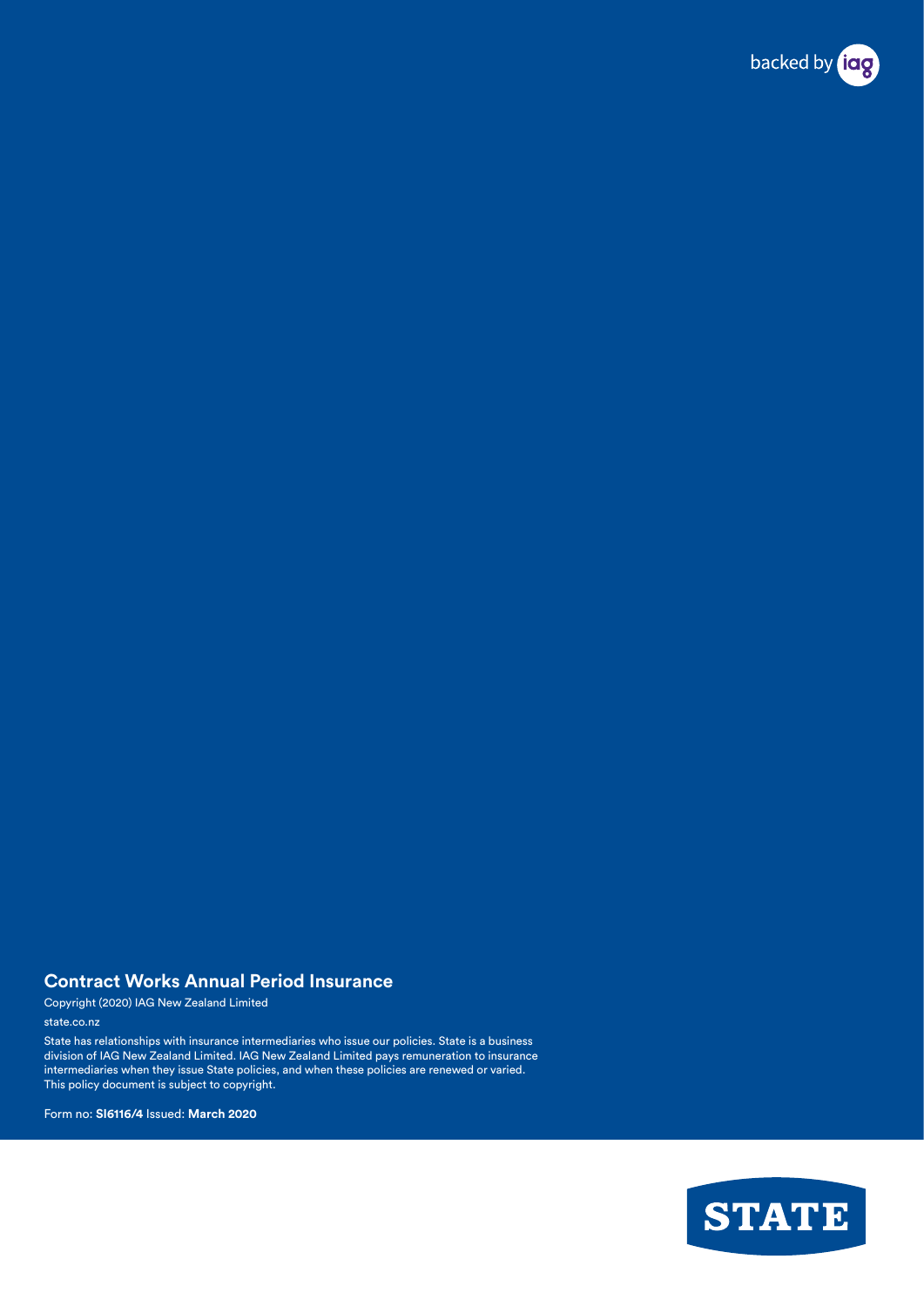backed by iag

## Contract Works Annual Period Insurance

Copyright (2020) IAG New Zealand Limited

state.co.nz

State has relationships with insurance intermediaries who issue our policies. State is a business division of IAG New Zealand Limited. IAG New Zealand Limited pays remuneration to insurance intermediaries when they issue State policies, and when these policies are renewed or varied. This policy document is subject to copyright.

Form no: **SI6116/4** Issued: **March 2020**

STATE